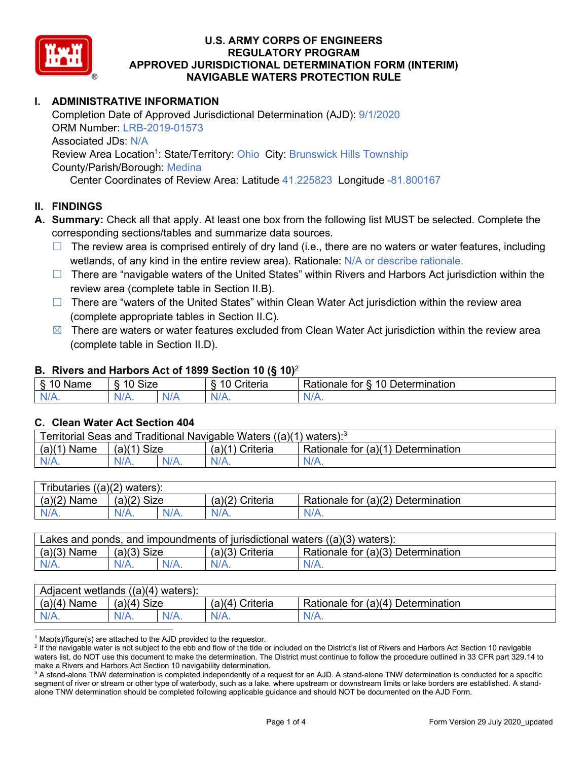# U.S. ARMY CORPS OF ENGINEERS
## REGULATORY PROGRAM
## APPROVED JURISDICTIONAL DETERMINATION FORM (INTERIM)
## NAVIGABLE WATERS PROTECTION RULE

## I. ADMINISTRATIVE INFORMATION

Completion Date of Approved Jurisdictional Determination (AJD): 9/1/2020
ORM Number: LRB-2019-01573
Associated JDs: N/A
Review Area Location[1]: State/Territory: Ohio City: Brunswick Hills Township
County/Parish/Borough: Medina
Center Coordinates of Review Area: Latitude 41.225823 Longitude -81.800167

## II. FINDINGS

**A. Summary:** Check all that apply. At least one box from the following list MUST be selected. Complete the corresponding sections/tables and summarize data sources.

- ☐ The review area is comprised entirely of dry land (i.e., there are no waters or water features, including wetlands, of any kind in the entire review area). Rationale: N/A or describe rationale.
- ☐ There are "navigable waters of the United States" within Rivers and Harbors Act jurisdiction within the review area (complete table in Section II.B).
- ☐ There are "waters of the United States" within Clean Water Act jurisdiction within the review area (complete appropriate tables in Section II.C).
- ☒ There are waters or water features excluded from Clean Water Act jurisdiction within the review area (complete table in Section II.D).

### B. Rivers and Harbors Act of 1899 Section 10 (§ 10)[2]

| § 10 Name | § 10 Size | | § 10 Criteria | Rationale for § 10 Determination |
|---|---|---|---|---|
| N/A. | N/A. | N/A | N/A. | N/A. |

### C. Clean Water Act Section 404

| Territorial Seas and Traditional Navigable Waters ((a)(1) waters):[3] | | | | |
|---|---|---|---|---|
| (a)(1) Name | (a)(1) Size | | (a)(1) Criteria | Rationale for (a)(1) Determination |
| N/A. | N/A. | N/A. | N/A. | N/A. |

| Tributaries ((a)(2) waters): | | | | |
|---|---|---|---|---|
| (a)(2) Name | (a)(2) Size | | (a)(2) Criteria | Rationale for (a)(2) Determination |
| N/A. | N/A. | N/A. | N/A. | N/A. |

| Lakes and ponds, and impoundments of jurisdictional waters ((a)(3) waters): | | | | |
|---|---|---|---|---|
| (a)(3) Name | (a)(3) Size | | (a)(3) Criteria | Rationale for (a)(3) Determination |
| N/A. | N/A. | N/A. | N/A. | N/A. |

| Adjacent wetlands ((a)(4) waters): | | | | |
|---|---|---|---|---|
| (a)(4) Name | (a)(4) Size | | (a)(4) Criteria | Rationale for (a)(4) Determination |
| N/A. | N/A. | N/A. | N/A. | N/A. |

[1] Map(s)/figure(s) are attached to the AJD provided to the requestor.
[2] If the navigable water is not subject to the ebb and flow of the tide or included on the District's list of Rivers and Harbors Act Section 10 navigable waters list, do NOT use this document to make the determination. The District must continue to follow the procedure outlined in 33 CFR part 329.14 to make a Rivers and Harbors Act Section 10 navigability determination.
[3] A stand-alone TNW determination is completed independently of a request for an AJD. A stand-alone TNW determination is conducted for a specific segment of river or stream or other type of waterbody, such as a lake, where upstream or downstream limits or lake borders are established. A stand-alone TNW determination should be completed following applicable guidance and should NOT be documented on the AJD Form.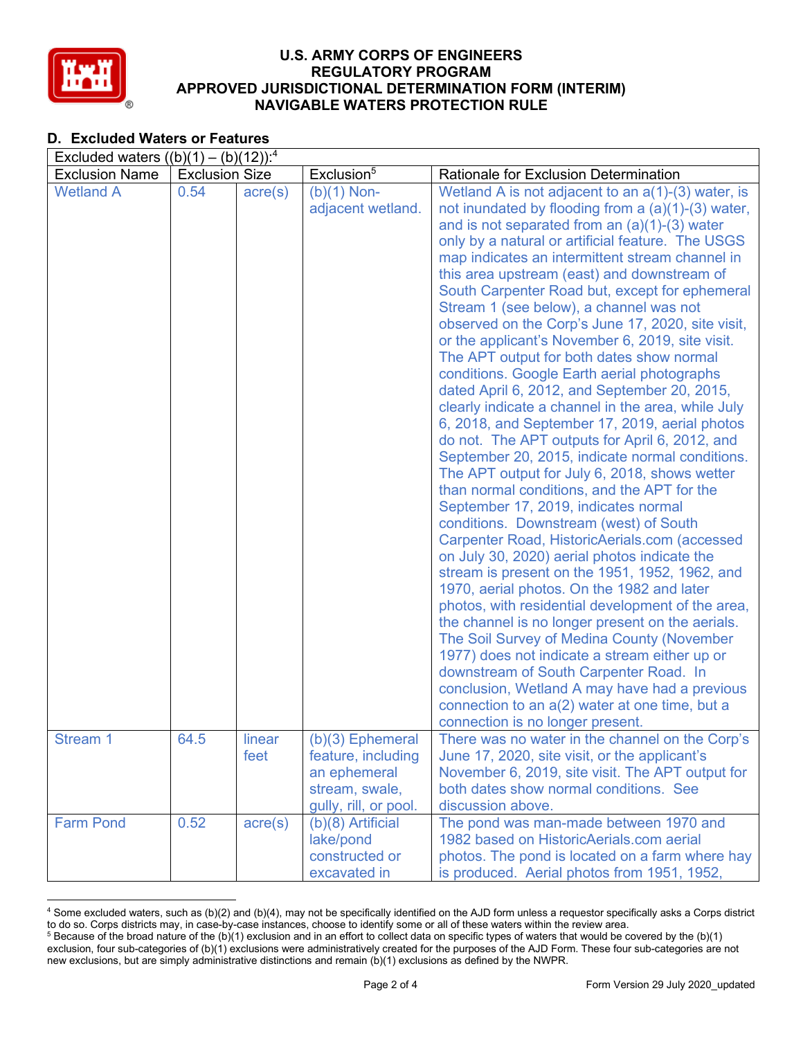## D. Excluded Waters or Features

Excluded waters ((b)(1) – (b)(12)):[4]

| Exclusion Name | Exclusion Size | | Exclusion[5] | Rationale for Exclusion Determination |
|---|---|---|---|---|
| Wetland A | 0.54 | acre(s) | (b)(1) Non-adjacent wetland. | Wetland A is not adjacent to an a(1)-(3) water, is not inundated by flooding from a (a)(1)-(3) water, and is not separated from an (a)(1)-(3) water only by a natural or artificial feature. The USGS map indicates an intermittent stream channel in this area upstream (east) and downstream of South Carpenter Road but, except for ephemeral Stream 1 (see below), a channel was not observed on the Corp's June 17, 2020, site visit, or the applicant's November 6, 2019, site visit. The APT output for both dates show normal conditions. Google Earth aerial photographs dated April 6, 2012, and September 20, 2015, clearly indicate a channel in the area, while July 6, 2018, and September 17, 2019, aerial photos do not. The APT outputs for April 6, 2012, and September 20, 2015, indicate normal conditions. The APT output for July 6, 2018, shows wetter than normal conditions, and the APT for the September 17, 2019, indicates normal conditions. Downstream (west) of South Carpenter Road, HistoricAerials.com (accessed on July 30, 2020) aerial photos indicate the stream is present on the 1951, 1952, 1962, and 1970, aerial photos. On the 1982 and later photos, with residential development of the area, the channel is no longer present on the aerials. The Soil Survey of Medina County (November 1977) does not indicate a stream either up or downstream of South Carpenter Road. In conclusion, Wetland A may have had a previous connection to an a(2) water at one time, but a connection is no longer present. |
| Stream 1 | 64.5 | linear feet | (b)(3) Ephemeral feature, including an ephemeral stream, swale, gully, rill, or pool. | There was no water in the channel on the Corp's June 17, 2020, site visit, or the applicant's November 6, 2019, site visit. The APT output for both dates show normal conditions. See discussion above. |
| Farm Pond | 0.52 | acre(s) | (b)(8) Artificial lake/pond constructed or excavated in | The pond was man-made between 1970 and 1982 based on HistoricAerials.com aerial photos. The pond is located on a farm where hay is produced. Aerial photos from 1951, 1952, |

[4] Some excluded waters, such as (b)(2) and (b)(4), may not be specifically identified on the AJD form unless a requestor specifically asks a Corps district to do so. Corps districts may, in case-by-case instances, choose to identify some or all of these waters within the review area.

[5] Because of the broad nature of the (b)(1) exclusion and in an effort to collect data on specific types of waters that would be covered by the (b)(1) exclusion, four sub-categories of (b)(1) exclusions were administratively created for the purposes of the AJD Form. These four sub-categories are not new exclusions, but are simply administrative distinctions and remain (b)(1) exclusions as defined by the NWPR.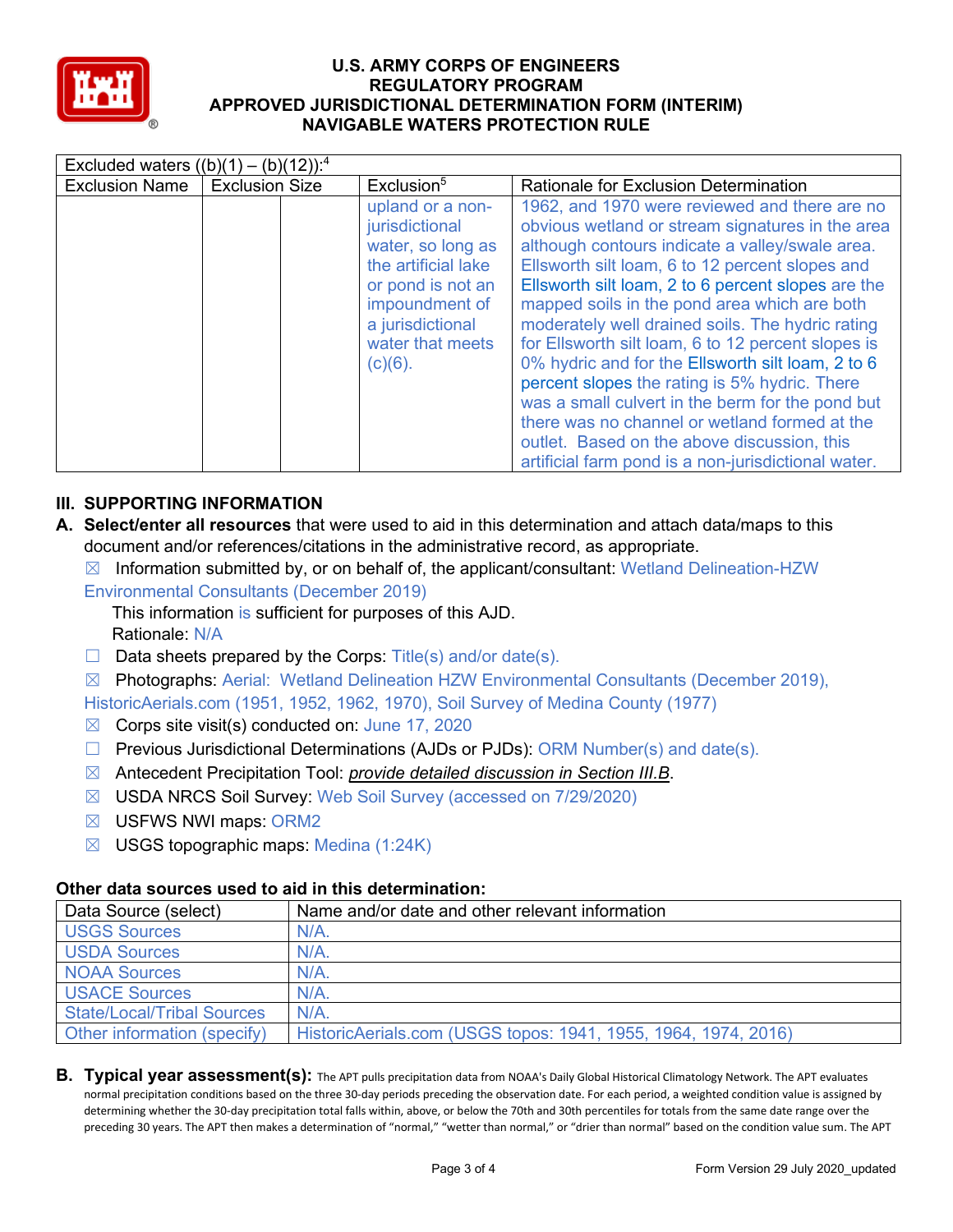| Excluded waters ((b)(1) – (b)(12)):[4] | | | | |
|---|---|---|---|---|
| Exclusion Name | Exclusion Size | | Exclusion[5] | Rationale for Exclusion Determination |
| | | | upland or a non-jurisdictional water, so long as the artificial lake or pond is not an impoundment of a jurisdictional water that meets (c)(6). | 1962, and 1970 were reviewed and there are no obvious wetland or stream signatures in the area although contours indicate a valley/swale area. Ellsworth silt loam, 6 to 12 percent slopes and Ellsworth silt loam, 2 to 6 percent slopes are the mapped soils in the pond area which are both moderately well drained soils. The hydric rating for Ellsworth silt loam, 6 to 12 percent slopes is 0% hydric and for the Ellsworth silt loam, 2 to 6 percent slopes the rating is 5% hydric. There was a small culvert in the berm for the pond but there was no channel or wetland formed at the outlet. Based on the above discussion, this artificial farm pond is a non-jurisdictional water. |

## III. SUPPORTING INFORMATION

**A. Select/enter all resources** that were used to aid in this determination and attach data/maps to this document and/or references/citations in the administrative record, as appropriate.

☒ Information submitted by, or on behalf of, the applicant/consultant: Wetland Delineation-HZW Environmental Consultants (December 2019)
This information is sufficient for purposes of this AJD.
Rationale: N/A

☐ Data sheets prepared by the Corps: Title(s) and/or date(s).

☒ Photographs: Aerial: Wetland Delineation HZW Environmental Consultants (December 2019), HistoricAerials.com (1951, 1952, 1962, 1970), Soil Survey of Medina County (1977)

☒ Corps site visit(s) conducted on: June 17, 2020

☐ Previous Jurisdictional Determinations (AJDs or PJDs): ORM Number(s) and date(s).

☒ Antecedent Precipitation Tool: *provide detailed discussion in Section III.B*.

☒ USDA NRCS Soil Survey: Web Soil Survey (accessed on 7/29/2020)

☒ USFWS NWI maps: ORM2

☒ USGS topographic maps: Medina (1:24K)

### Other data sources used to aid in this determination:

| Data Source (select) | Name and/or date and other relevant information |
|---|---|
| USGS Sources | N/A. |
| USDA Sources | N/A. |
| NOAA Sources | N/A. |
| USACE Sources | N/A. |
| State/Local/Tribal Sources | N/A. |
| Other information (specify) | HistoricAerials.com (USGS topos: 1941, 1955, 1964, 1974, 2016) |

**B. Typical year assessment(s):** The APT pulls precipitation data from NOAA's Daily Global Historical Climatology Network. The APT evaluates normal precipitation conditions based on the three 30-day periods preceding the observation date. For each period, a weighted condition value is assigned by determining whether the 30-day precipitation total falls within, above, or below the 70th and 30th percentiles for totals from the same date range over the preceding 30 years. The APT then makes a determination of "normal," "wetter than normal," or "drier than normal" based on the condition value sum. The APT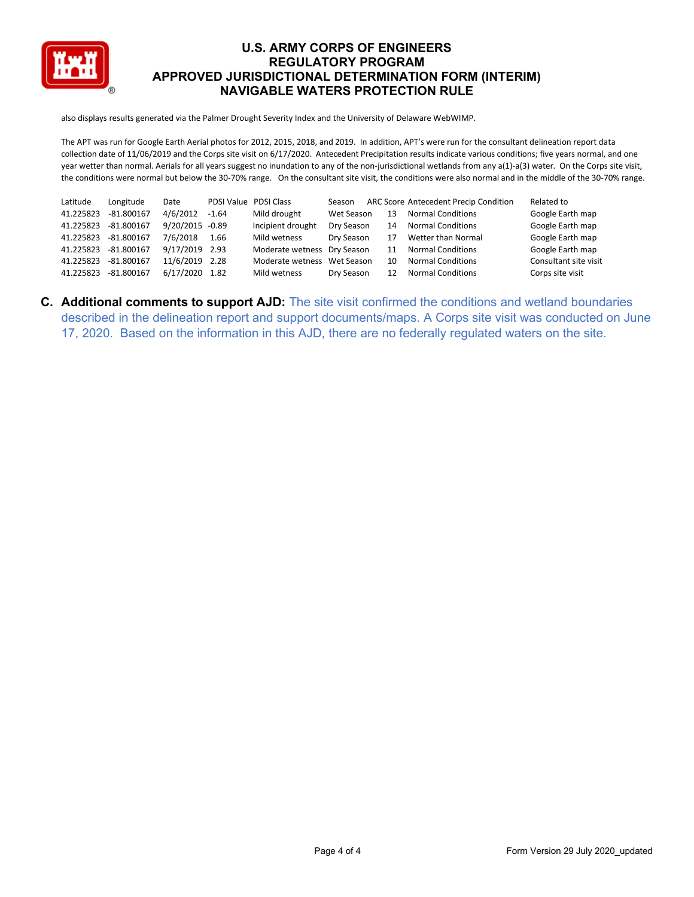also displays results generated via the Palmer Drought Severity Index and the University of Delaware WebWIMP.

The APT was run for Google Earth Aerial photos for 2012, 2015, 2018, and 2019. In addition, APT's were run for the consultant delineation report data collection date of 11/06/2019 and the Corps site visit on 6/17/2020. Antecedent Precipitation results indicate various conditions; five years normal, and one year wetter than normal. Aerials for all years suggest no inundation to any of the non-jurisdictional wetlands from any a(1)-a(3) water. On the Corps site visit, the conditions were normal but below the 30-70% range. On the consultant site visit, the conditions were also normal and in the middle of the 30-70% range.

| Latitude | Longitude | Date | PDSI Value | PDSI Class | Season | ARC Score | Antecedent Precip Condition | Related to |
|---|---|---|---|---|---|---|---|---|
| 41.225823 | -81.800167 | 4/6/2012 | -1.64 | Mild drought | Wet Season | 13 | Normal Conditions | Google Earth map |
| 41.225823 | -81.800167 | 9/20/2015 | -0.89 | Incipient drought | Dry Season | 14 | Normal Conditions | Google Earth map |
| 41.225823 | -81.800167 | 7/6/2018 | 1.66 | Mild wetness | Dry Season | 17 | Wetter than Normal | Google Earth map |
| 41.225823 | -81.800167 | 9/17/2019 | 2.93 | Moderate wetness | Dry Season | 11 | Normal Conditions | Google Earth map |
| 41.225823 | -81.800167 | 11/6/2019 | 2.28 | Moderate wetness | Wet Season | 10 | Normal Conditions | Consultant site visit |
| 41.225823 | -81.800167 | 6/17/2020 | 1.82 | Mild wetness | Dry Season | 12 | Normal Conditions | Corps site visit |

**C. Additional comments to support AJD:** The site visit confirmed the conditions and wetland boundaries described in the delineation report and support documents/maps. A Corps site visit was conducted on June 17, 2020. Based on the information in this AJD, there are no federally regulated waters on the site.